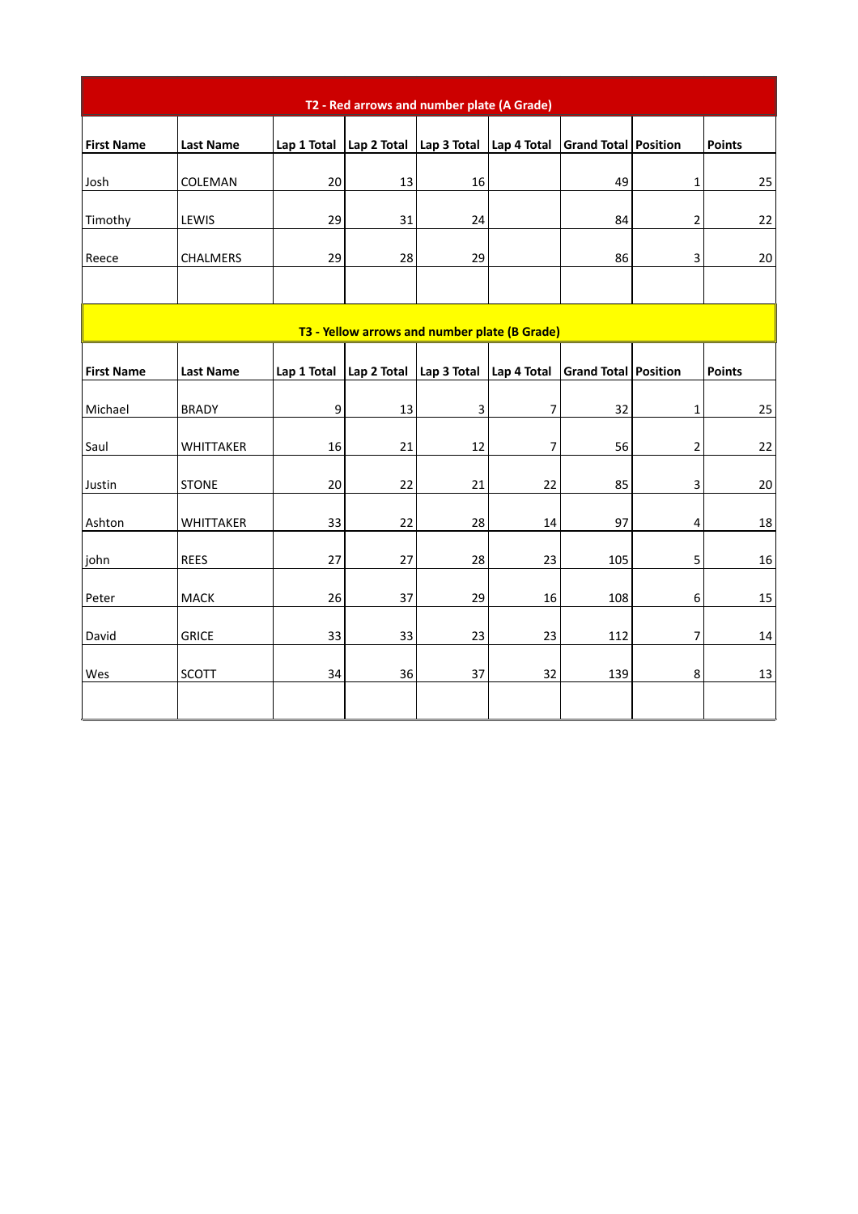## T2 - Red arrows and number plate (A Grade)

| First Name | Last Name | Lap 1 Total | Lap 2 Total | Lap 3 Total | Lap 4 Total | Grand Total | Position | Points |
|---|---|---|---|---|---|---|---|---|
| Josh | COLEMAN | 20 | 13 | 16 | | 49 | 1 | 25 |
| Timothy | LEWIS | 29 | 31 | 24 | | 84 | 2 | 22 |
| Reece | CHALMERS | 29 | 28 | 29 | | 86 | 3 | 20 |
| | | | | | | | | |

## T3 - Yellow arrows and number plate (B Grade)

| First Name | Last Name | Lap 1 Total | Lap 2 Total | Lap 3 Total | Lap 4 Total | Grand Total | Position | Points |
|---|---|---|---|---|---|---|---|---|
| Michael | BRADY | 9 | 13 | 3 | 7 | 32 | 1 | 25 |
| Saul | WHITTAKER | 16 | 21 | 12 | 7 | 56 | 2 | 22 |
| Justin | STONE | 20 | 22 | 21 | 22 | 85 | 3 | 20 |
| Ashton | WHITTAKER | 33 | 22 | 28 | 14 | 97 | 4 | 18 |
| john | REES | 27 | 27 | 28 | 23 | 105 | 5 | 16 |
| Peter | MACK | 26 | 37 | 29 | 16 | 108 | 6 | 15 |
| David | GRICE | 33 | 33 | 23 | 23 | 112 | 7 | 14 |
| Wes | SCOTT | 34 | 36 | 37 | 32 | 139 | 8 | 13 |
| | | | | | | | | |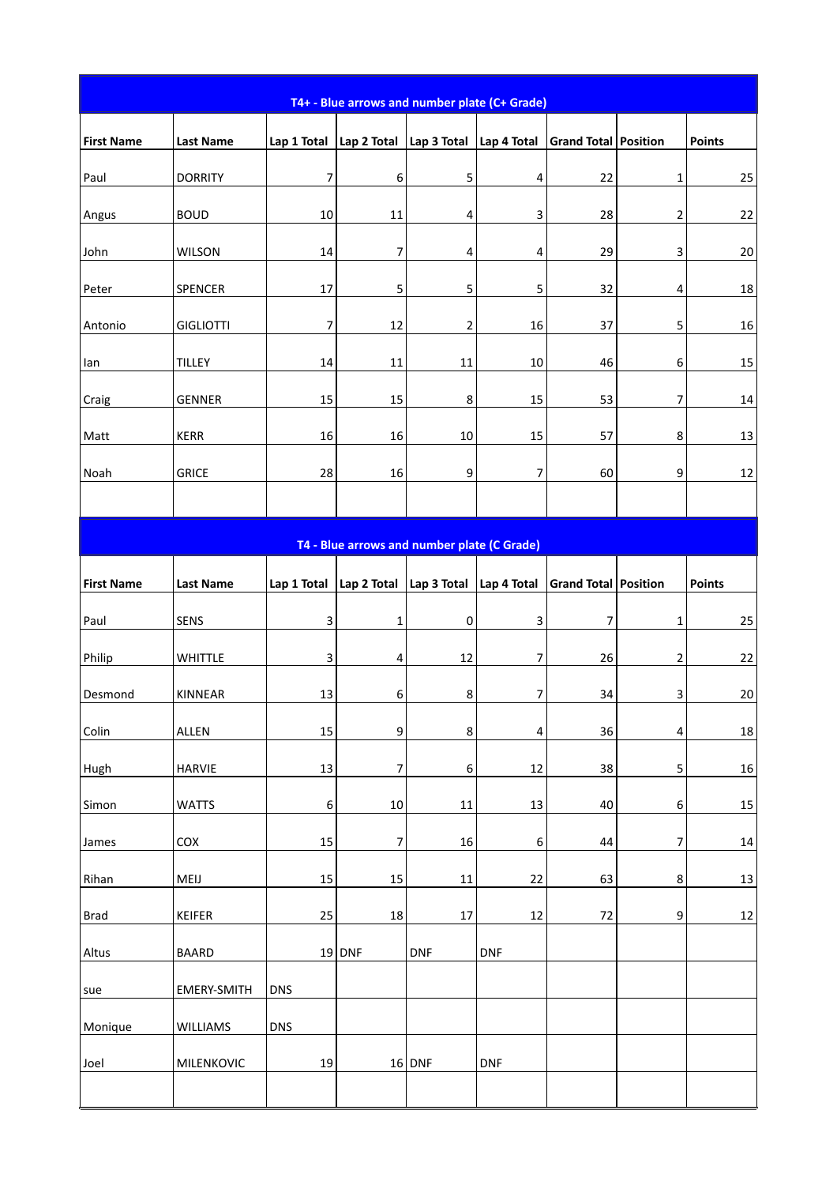| T4+ - Blue arrows and number plate (C+ Grade) | | | | | | | | |
|---|---|---|---|---|---|---|---|---|
| **First Name** | **Last Name** | **Lap 1 Total** | **Lap 2 Total** | **Lap 3 Total** | **Lap 4 Total** | **Grand Total** | **Position** | **Points** |
| Paul | DORRITY | 7 | 6 | 5 | 4 | 22 | 1 | 25 |
| Angus | BOUD | 10 | 11 | 4 | 3 | 28 | 2 | 22 |
| John | WILSON | 14 | 7 | 4 | 4 | 29 | 3 | 20 |
| Peter | SPENCER | 17 | 5 | 5 | 5 | 32 | 4 | 18 |
| Antonio | GIGLIOTTI | 7 | 12 | 2 | 16 | 37 | 5 | 16 |
| Ian | TILLEY | 14 | 11 | 11 | 10 | 46 | 6 | 15 |
| Craig | GENNER | 15 | 15 | 8 | 15 | 53 | 7 | 14 |
| Matt | KERR | 16 | 16 | 10 | 15 | 57 | 8 | 13 |
| Noah | GRICE | 28 | 16 | 9 | 7 | 60 | 9 | 12 |
| | | | | | | | | |

| T4 - Blue arrows and number plate (C Grade) | | | | | | | | |
|---|---|---|---|---|---|---|---|---|
| **First Name** | **Last Name** | **Lap 1 Total** | **Lap 2 Total** | **Lap 3 Total** | **Lap 4 Total** | **Grand Total** | **Position** | **Points** |
| Paul | SENS | 3 | 1 | 0 | 3 | 7 | 1 | 25 |
| Philip | WHITTLE | 3 | 4 | 12 | 7 | 26 | 2 | 22 |
| Desmond | KINNEAR | 13 | 6 | 8 | 7 | 34 | 3 | 20 |
| Colin | ALLEN | 15 | 9 | 8 | 4 | 36 | 4 | 18 |
| Hugh | HARVIE | 13 | 7 | 6 | 12 | 38 | 5 | 16 |
| Simon | WATTS | 6 | 10 | 11 | 13 | 40 | 6 | 15 |
| James | COX | 15 | 7 | 16 | 6 | 44 | 7 | 14 |
| Rihan | MEIJ | 15 | 15 | 11 | 22 | 63 | 8 | 13 |
| Brad | KEIFER | 25 | 18 | 17 | 12 | 72 | 9 | 12 |
| Altus | BAARD | 19 | DNF | DNF | DNF | | | |
| sue | EMERY-SMITH | DNS | | | | | | |
| Monique | WILLIAMS | DNS | | | | | | |
| Joel | MILENKOVIC | 19 | 16 | DNF | DNF | | | |
| | | | | | | | | |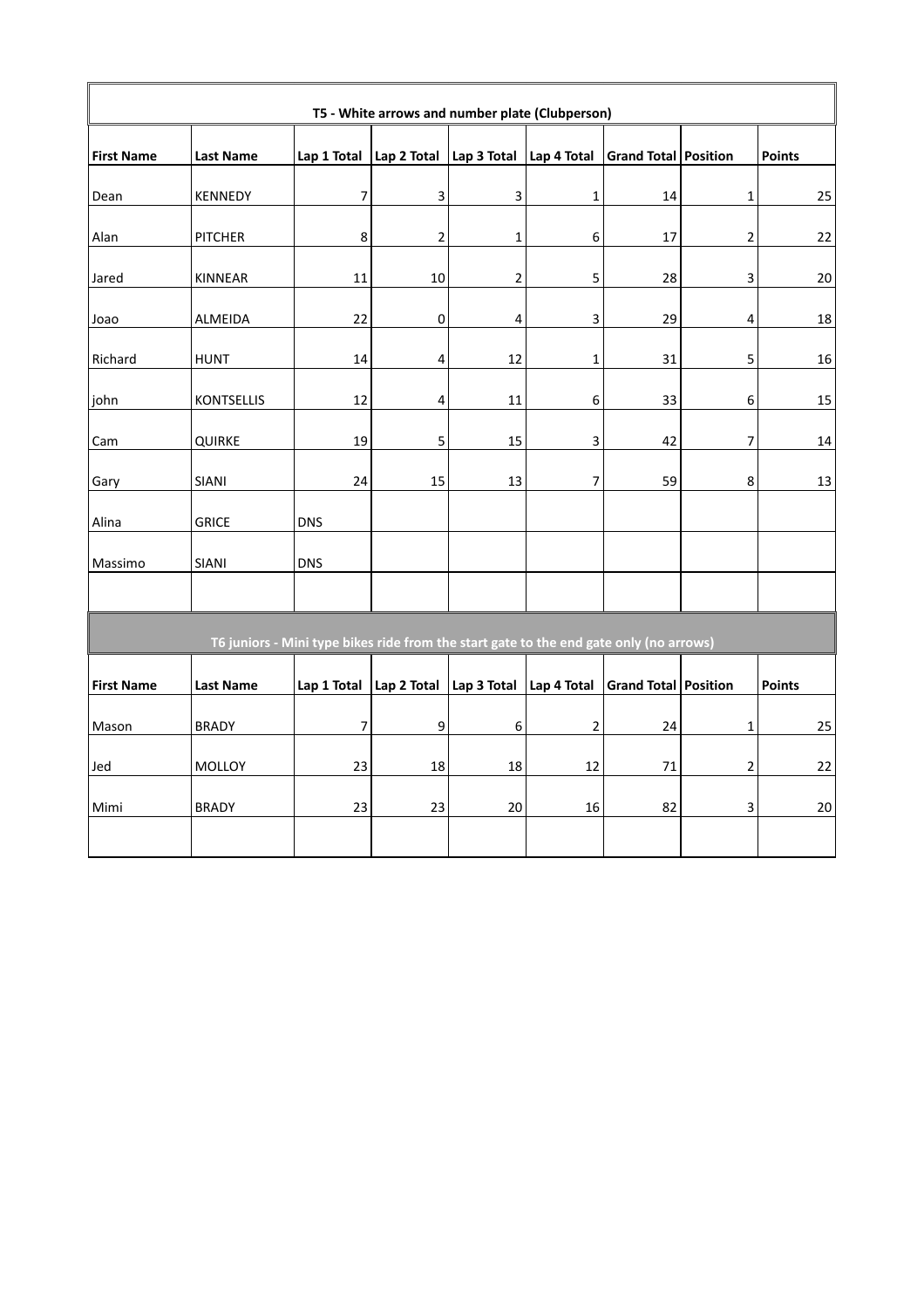| T5 - White arrows and number plate (Clubperson) | | | | | | | | |
|---|---|---|---|---|---|---|---|---|
| **First Name** | **Last Name** | **Lap 1 Total** | **Lap 2 Total** | **Lap 3 Total** | **Lap 4 Total** | **Grand Total** | **Position** | **Points** |
| Dean | KENNEDY | 7 | 3 | 3 | 1 | 14 | 1 | 25 |
| Alan | PITCHER | 8 | 2 | 1 | 6 | 17 | 2 | 22 |
| Jared | KINNEAR | 11 | 10 | 2 | 5 | 28 | 3 | 20 |
| Joao | ALMEIDA | 22 | 0 | 4 | 3 | 29 | 4 | 18 |
| Richard | HUNT | 14 | 4 | 12 | 1 | 31 | 5 | 16 |
| john | KONTSELLIS | 12 | 4 | 11 | 6 | 33 | 6 | 15 |
| Cam | QUIRKE | 19 | 5 | 15 | 3 | 42 | 7 | 14 |
| Gary | SIANI | 24 | 15 | 13 | 7 | 59 | 8 | 13 |
| Alina | GRICE | DNS | | | | | | |
| Massimo | SIANI | DNS | | | | | | |

| T6 juniors - Mini type bikes ride from the start gate to the end gate only (no arrows) | | | | | | | | |
|---|---|---|---|---|---|---|---|---|
| **First Name** | **Last Name** | **Lap 1 Total** | **Lap 2 Total** | **Lap 3 Total** | **Lap 4 Total** | **Grand Total** | **Position** | **Points** |
| Mason | BRADY | 7 | 9 | 6 | 2 | 24 | 1 | 25 |
| Jed | MOLLOY | 23 | 18 | 18 | 12 | 71 | 2 | 22 |
| Mimi | BRADY | 23 | 23 | 20 | 16 | 82 | 3 | 20 |